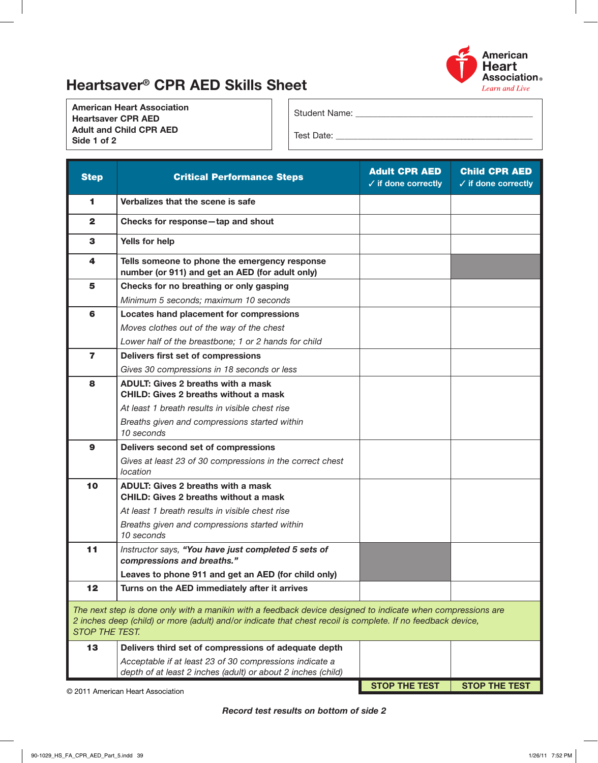# Heartsaver® CPR AED Skills Sheet

American Heart Association
Learn and Live

**American Heart Association**
**Heartsaver CPR AED**
**Adult and Child CPR AED**
**Side 1 of 2**

Student Name: ______________________________

Test Date: ______________________________

| Step | Critical Performance Steps | Adult CPR AED ✓ if done correctly | Child CPR AED ✓ if done correctly |
|---|---|---|---|
| **1** | **Verbalizes that the scene is safe** | | |
| **2** | **Checks for response—tap and shout** | | |
| **3** | **Yells for help** | | |
| **4** | **Tells someone to phone the emergency response number (or 911) and get an AED (for adult only)** | | (shaded) |
| **5** | **Checks for no breathing or only gasping** *Minimum 5 seconds; maximum 10 seconds* | | |
| **6** | **Locates hand placement for compressions** *Moves clothes out of the way of the chest* *Lower half of the breastbone; 1 or 2 hands for child* | | |
| **7** | **Delivers first set of compressions** *Gives 30 compressions in 18 seconds or less* | | |
| **8** | **ADULT: Gives 2 breaths with a mask** **CHILD: Gives 2 breaths without a mask** *At least 1 breath results in visible chest rise* *Breaths given and compressions started within 10 seconds* | | |
| **9** | **Delivers second set of compressions** *Gives at least 23 of 30 compressions in the correct chest location* | | |
| **10** | **ADULT: Gives 2 breaths with a mask** **CHILD: Gives 2 breaths without a mask** *At least 1 breath results in visible chest rise* *Breaths given and compressions started within 10 seconds* | | |
| **11** | *Instructor says,* ***"You have just completed 5 sets of compressions and breaths."*** **Leaves to phone 911 and get an AED (for child only)** | (shaded) | |
| **12** | **Turns on the AED immediately after it arrives** | | |
| | *The next step is done only with a manikin with a feedback device designed to indicate when compressions are 2 inches deep (child) or more (adult) and/or indicate that chest recoil is complete. If no feedback device, STOP THE TEST.* | | |
| **13** | **Delivers third set of compressions of adequate depth** *Acceptable if at least 23 of 30 compressions indicate a depth of at least 2 inches (adult) or about 2 inches (child)* | | |
| | | **STOP THE TEST** | **STOP THE TEST** |

© 2011 American Heart Association

***Record test results on bottom of side 2***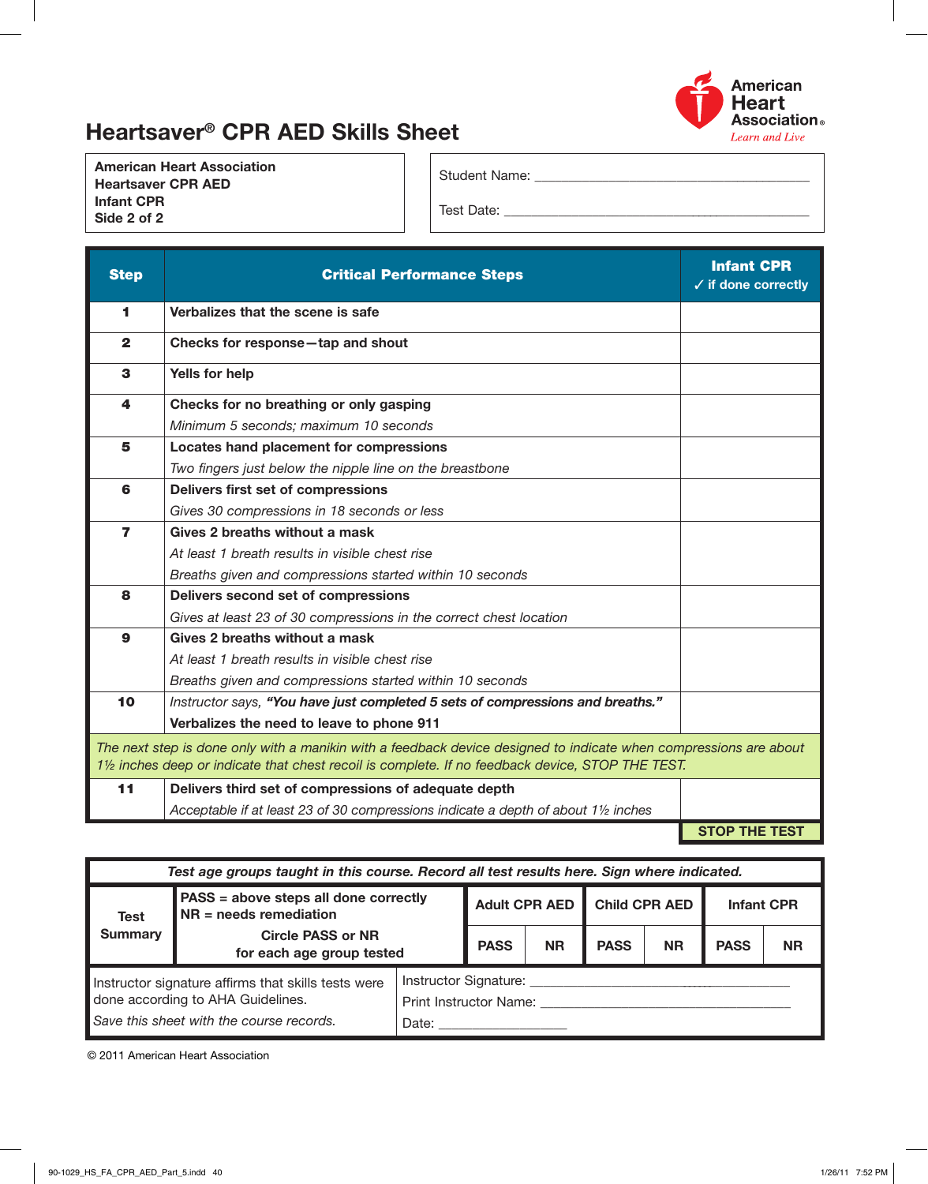# Heartsaver® CPR AED Skills Sheet

American Heart Association
Learn and Live

**American Heart Association**
**Heartsaver CPR AED**
**Infant CPR**
**Side 2 of 2**

Student Name: ______________________________

Test Date: ______________________________

| Step | Critical Performance Steps | Infant CPR ✓ if done correctly |
|---|---|---|
| 1 | **Verbalizes that the scene is safe** | |
| 2 | **Checks for response—tap and shout** | |
| 3 | **Yells for help** | |
| 4 | **Checks for no breathing or only gasping**<br>*Minimum 5 seconds; maximum 10 seconds* | |
| 5 | **Locates hand placement for compressions**<br>*Two fingers just below the nipple line on the breastbone* | |
| 6 | **Delivers first set of compressions**<br>*Gives 30 compressions in 18 seconds or less* | |
| 7 | **Gives 2 breaths without a mask**<br>*At least 1 breath results in visible chest rise*<br>*Breaths given and compressions started within 10 seconds* | |
| 8 | **Delivers second set of compressions**<br>*Gives at least 23 of 30 compressions in the correct chest location* | |
| 9 | **Gives 2 breaths without a mask**<br>*At least 1 breath results in visible chest rise*<br>*Breaths given and compressions started within 10 seconds* | |
| 10 | *Instructor says,* ***"You have just completed 5 sets of compressions and breaths."***<br>**Verbalizes the need to leave to phone 911** | |
| | *The next step is done only with a manikin with a feedback device designed to indicate when compressions are about 1½ inches deep or indicate that chest recoil is complete. If no feedback device, STOP THE TEST.* | |
| 11 | **Delivers third set of compressions of adequate depth**<br>*Acceptable if at least 23 of 30 compressions indicate a depth of about 1½ inches* | |
| | | **STOP THE TEST** |

***Test age groups taught in this course. Record all test results here. Sign where indicated.***

| Test Summary | PASS = above steps all done correctly<br>NR = needs remediation<br>Circle PASS or NR for each age group tested | Adult CPR AED | | Child CPR AED | | Infant CPR | |
|---|---|---|---|---|---|---|---|
| | | PASS | NR | PASS | NR | PASS | NR |

Instructor signature affirms that skills tests were done according to AHA Guidelines.
*Save this sheet with the course records.*

Instructor Signature: ______________________________

Print Instructor Name: ______________________________

Date: ________________

© 2011 American Heart Association